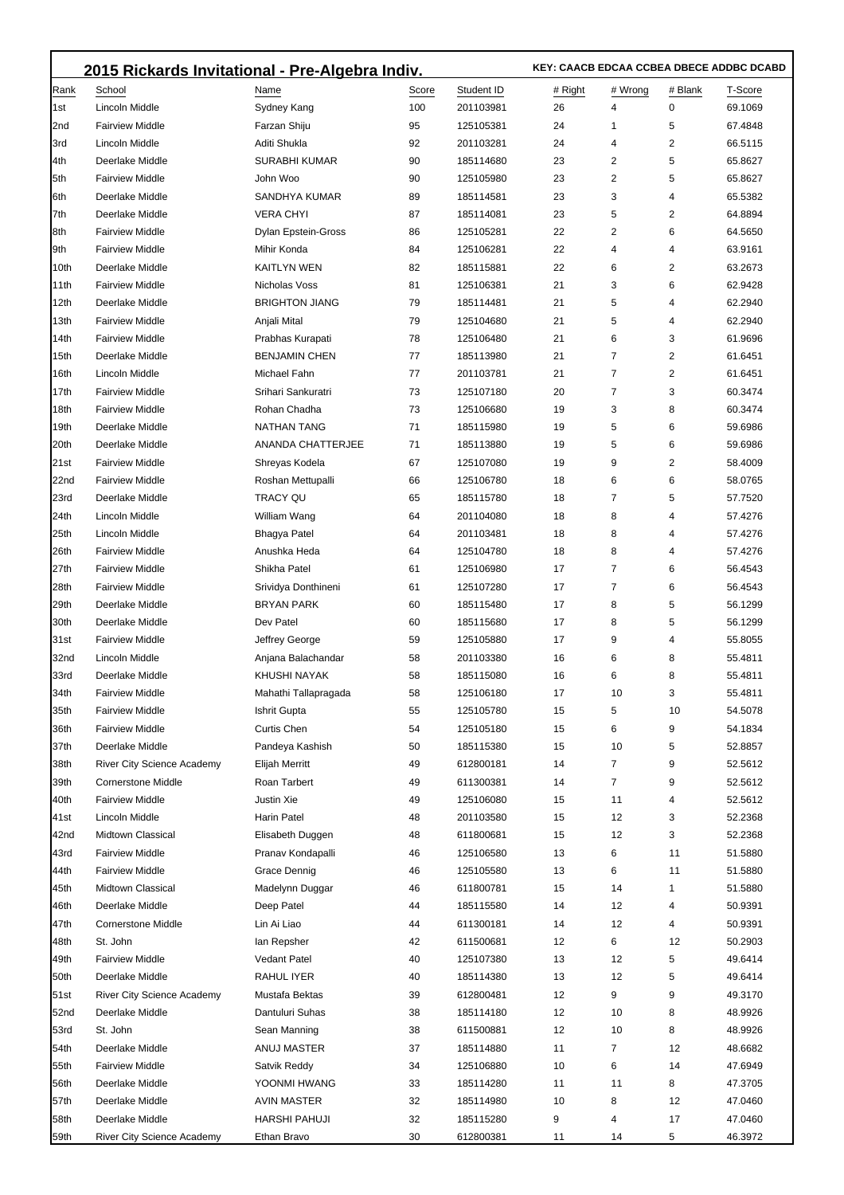## 2015 Rickards Invitational - Pre-Algebra Indiv.

**KEY: CAACB EDCAA CCBEA DBECE ADDBC DCABD**

| Rank | School | Name | Score | Student ID | # Right | # Wrong | # Blank | T-Score |
|---|---|---|---|---|---|---|---|---|
| 1st | Lincoln Middle | Sydney Kang | 100 | 201103981 | 26 | 4 | 0 | 69.1069 |
| 2nd | Fairview Middle | Farzan Shiju | 95 | 125105381 | 24 | 1 | 5 | 67.4848 |
| 3rd | Lincoln Middle | Aditi Shukla | 92 | 201103281 | 24 | 4 | 2 | 66.5115 |
| 4th | Deerlake Middle | SURABHI KUMAR | 90 | 185114680 | 23 | 2 | 5 | 65.8627 |
| 5th | Fairview Middle | John Woo | 90 | 125105980 | 23 | 2 | 5 | 65.8627 |
| 6th | Deerlake Middle | SANDHYA KUMAR | 89 | 185114581 | 23 | 3 | 4 | 65.5382 |
| 7th | Deerlake Middle | VERA CHYI | 87 | 185114081 | 23 | 5 | 2 | 64.8894 |
| 8th | Fairview Middle | Dylan Epstein-Gross | 86 | 125105281 | 22 | 2 | 6 | 64.5650 |
| 9th | Fairview Middle | Mihir Konda | 84 | 125106281 | 22 | 4 | 4 | 63.9161 |
| 10th | Deerlake Middle | KAITLYN WEN | 82 | 185115881 | 22 | 6 | 2 | 63.2673 |
| 11th | Fairview Middle | Nicholas Voss | 81 | 125106381 | 21 | 3 | 6 | 62.9428 |
| 12th | Deerlake Middle | BRIGHTON JIANG | 79 | 185114481 | 21 | 5 | 4 | 62.2940 |
| 13th | Fairview Middle | Anjali Mital | 79 | 125104680 | 21 | 5 | 4 | 62.2940 |
| 14th | Fairview Middle | Prabhas Kurapati | 78 | 125106480 | 21 | 6 | 3 | 61.9696 |
| 15th | Deerlake Middle | BENJAMIN CHEN | 77 | 185113980 | 21 | 7 | 2 | 61.6451 |
| 16th | Lincoln Middle | Michael Fahn | 77 | 201103781 | 21 | 7 | 2 | 61.6451 |
| 17th | Fairview Middle | Srihari Sankuratri | 73 | 125107180 | 20 | 7 | 3 | 60.3474 |
| 18th | Fairview Middle | Rohan Chadha | 73 | 125106680 | 19 | 3 | 8 | 60.3474 |
| 19th | Deerlake Middle | NATHAN TANG | 71 | 185115980 | 19 | 5 | 6 | 59.6986 |
| 20th | Deerlake Middle | ANANDA CHATTERJEE | 71 | 185113880 | 19 | 5 | 6 | 59.6986 |
| 21st | Fairview Middle | Shreyas Kodela | 67 | 125107080 | 19 | 9 | 2 | 58.4009 |
| 22nd | Fairview Middle | Roshan Mettupalli | 66 | 125106780 | 18 | 6 | 6 | 58.0765 |
| 23rd | Deerlake Middle | TRACY QU | 65 | 185115780 | 18 | 7 | 5 | 57.7520 |
| 24th | Lincoln Middle | William Wang | 64 | 201104080 | 18 | 8 | 4 | 57.4276 |
| 25th | Lincoln Middle | Bhagya Patel | 64 | 201103481 | 18 | 8 | 4 | 57.4276 |
| 26th | Fairview Middle | Anushka Heda | 64 | 125104780 | 18 | 8 | 4 | 57.4276 |
| 27th | Fairview Middle | Shikha Patel | 61 | 125106980 | 17 | 7 | 6 | 56.4543 |
| 28th | Fairview Middle | Srividya Donthineni | 61 | 125107280 | 17 | 7 | 6 | 56.4543 |
| 29th | Deerlake Middle | BRYAN PARK | 60 | 185115480 | 17 | 8 | 5 | 56.1299 |
| 30th | Deerlake Middle | Dev Patel | 60 | 185115680 | 17 | 8 | 5 | 56.1299 |
| 31st | Fairview Middle | Jeffrey George | 59 | 125105880 | 17 | 9 | 4 | 55.8055 |
| 32nd | Lincoln Middle | Anjana Balachandar | 58 | 201103380 | 16 | 6 | 8 | 55.4811 |
| 33rd | Deerlake Middle | KHUSHI NAYAK | 58 | 185115080 | 16 | 6 | 8 | 55.4811 |
| 34th | Fairview Middle | Mahathi Tallapragada | 58 | 125106180 | 17 | 10 | 3 | 55.4811 |
| 35th | Fairview Middle | Ishrit Gupta | 55 | 125105780 | 15 | 5 | 10 | 54.5078 |
| 36th | Fairview Middle | Curtis Chen | 54 | 125105180 | 15 | 6 | 9 | 54.1834 |
| 37th | Deerlake Middle | Pandeya Kashish | 50 | 185115380 | 15 | 10 | 5 | 52.8857 |
| 38th | River City Science Academy | Elijah Merritt | 49 | 612800181 | 14 | 7 | 9 | 52.5612 |
| 39th | Cornerstone Middle | Roan Tarbert | 49 | 611300381 | 14 | 7 | 9 | 52.5612 |
| 40th | Fairview Middle | Justin Xie | 49 | 125106080 | 15 | 11 | 4 | 52.5612 |
| 41st | Lincoln Middle | Harin Patel | 48 | 201103580 | 15 | 12 | 3 | 52.2368 |
| 42nd | Midtown Classical | Elisabeth Duggen | 48 | 611800681 | 15 | 12 | 3 | 52.2368 |
| 43rd | Fairview Middle | Pranav Kondapalli | 46 | 125106580 | 13 | 6 | 11 | 51.5880 |
| 44th | Fairview Middle | Grace Dennig | 46 | 125105580 | 13 | 6 | 11 | 51.5880 |
| 45th | Midtown Classical | Madelynn Duggar | 46 | 611800781 | 15 | 14 | 1 | 51.5880 |
| 46th | Deerlake Middle | Deep Patel | 44 | 185115580 | 14 | 12 | 4 | 50.9391 |
| 47th | Cornerstone Middle | Lin Ai Liao | 44 | 611300181 | 14 | 12 | 4 | 50.9391 |
| 48th | St. John | Ian Repsher | 42 | 611500681 | 12 | 6 | 12 | 50.2903 |
| 49th | Fairview Middle | Vedant Patel | 40 | 125107380 | 13 | 12 | 5 | 49.6414 |
| 50th | Deerlake Middle | RAHUL IYER | 40 | 185114380 | 13 | 12 | 5 | 49.6414 |
| 51st | River City Science Academy | Mustafa Bektas | 39 | 612800481 | 12 | 9 | 9 | 49.3170 |
| 52nd | Deerlake Middle | Dantuluri Suhas | 38 | 185114180 | 12 | 10 | 8 | 48.9926 |
| 53rd | St. John | Sean Manning | 38 | 611500881 | 12 | 10 | 8 | 48.9926 |
| 54th | Deerlake Middle | ANUJ MASTER | 37 | 185114880 | 11 | 7 | 12 | 48.6682 |
| 55th | Fairview Middle | Satvik Reddy | 34 | 125106880 | 10 | 6 | 14 | 47.6949 |
| 56th | Deerlake Middle | YOONMI HWANG | 33 | 185114280 | 11 | 11 | 8 | 47.3705 |
| 57th | Deerlake Middle | AVIN MASTER | 32 | 185114980 | 10 | 8 | 12 | 47.0460 |
| 58th | Deerlake Middle | HARSHI PAHUJI | 32 | 185115280 | 9 | 4 | 17 | 47.0460 |
| 59th | River City Science Academy | Ethan Bravo | 30 | 612800381 | 11 | 14 | 5 | 46.3972 |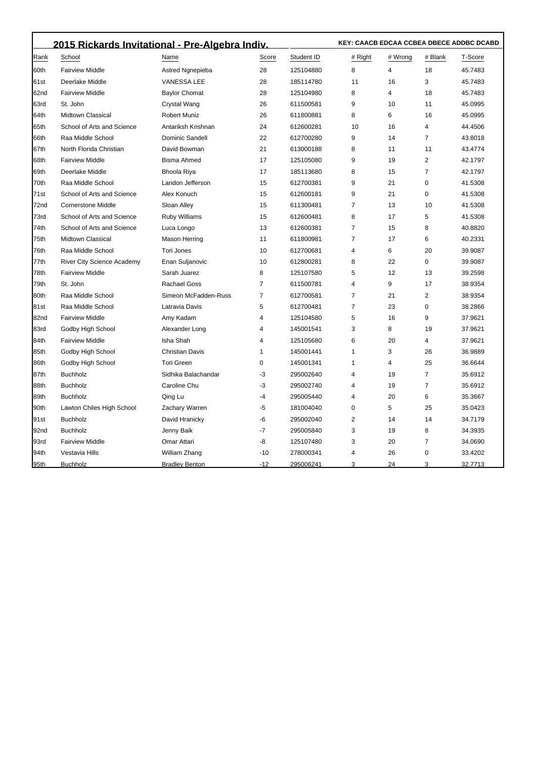## 2015 Rickards Invitational - Pre-Algebra Indiv.

**KEY: CAACB EDCAA CCBEA DBECE ADDBC DCABD**

| Rank | School | Name | Score | Student ID | # Right | # Wrong | # Blank | T-Score |
|---|---|---|---|---|---|---|---|---|
| 60th | Fairview Middle | Astred Ngnepieba | 28 | 125104880 | 8 | 4 | 18 | 45.7483 |
| 61st | Deerlake Middle | VANESSA LEE | 28 | 185114780 | 11 | 16 | 3 | 45.7483 |
| 62nd | Fairview Middle | Baylor Chomat | 28 | 125104980 | 8 | 4 | 18 | 45.7483 |
| 63rd | St. John | Crystal Wang | 26 | 611500581 | 9 | 10 | 11 | 45.0995 |
| 64th | Midtown Classical | Robert Muniz | 26 | 611800881 | 8 | 6 | 16 | 45.0995 |
| 65th | School of Arts and Science | Antariksh Krishnan | 24 | 612600281 | 10 | 16 | 4 | 44.4506 |
| 66th | Raa Middle School | Dominic Sandell | 22 | 612700280 | 9 | 14 | 7 | 43.8018 |
| 67th | North Florida Christian | David Bowman | 21 | 613000188 | 8 | 11 | 11 | 43.4774 |
| 68th | Fairview Middle | Bisma Ahmed | 17 | 125105080 | 9 | 19 | 2 | 42.1797 |
| 69th | Deerlake Middle | Bhoola Riya | 17 | 185113680 | 8 | 15 | 7 | 42.1797 |
| 70th | Raa Middle School | Landon Jefferson | 15 | 612700381 | 9 | 21 | 0 | 41.5308 |
| 71st | School of Arts and Science | Alex Konuch | 15 | 612600181 | 9 | 21 | 0 | 41.5308 |
| 72nd | Cornerstone Middle | Sloan Alley | 15 | 611300481 | 7 | 13 | 10 | 41.5308 |
| 73rd | School of Arts and Science | Ruby Williams | 15 | 612600481 | 8 | 17 | 5 | 41.5308 |
| 74th | School of Arts and Science | Luca Longo | 13 | 612600381 | 7 | 15 | 8 | 40.8820 |
| 75th | Midtown Classical | Mason Herring | 11 | 611800981 | 7 | 17 | 6 | 40.2331 |
| 76th | Raa Middle School | Tori Jones | 10 | 612700681 | 4 | 6 | 20 | 39.9087 |
| 77th | River City Science Academy | Enan Suljanovic | 10 | 612800281 | 8 | 22 | 0 | 39.9087 |
| 78th | Fairview Middle | Sarah Juarez | 8 | 125107580 | 5 | 12 | 13 | 39.2598 |
| 79th | St. John | Rachael Goss | 7 | 611500781 | 4 | 9 | 17 | 38.9354 |
| 80th | Raa Middle School | Simeon McFadden-Russ | 7 | 612700581 | 7 | 21 | 2 | 38.9354 |
| 81st | Raa Middle School | Latravia Davis | 5 | 612700481 | 7 | 23 | 0 | 38.2866 |
| 82nd | Fairview Middle | Amy Kadam | 4 | 125104580 | 5 | 16 | 9 | 37.9621 |
| 83rd | Godby High School | Alexander Long | 4 | 145001541 | 3 | 8 | 19 | 37.9621 |
| 84th | Fairview Middle | Isha Shah | 4 | 125105680 | 6 | 20 | 4 | 37.9621 |
| 85th | Godby High School | Christian Davis | 1 | 145001441 | 1 | 3 | 26 | 36.9889 |
| 86th | Godby High School | Tori Green | 0 | 145001341 | 1 | 4 | 25 | 36.6644 |
| 87th | Buchholz | Sidhika Balachandar | -3 | 295002640 | 4 | 19 | 7 | 35.6912 |
| 88th | Buchholz | Caroline Chu | -3 | 295002740 | 4 | 19 | 7 | 35.6912 |
| 89th | Buchholz | Qing Lu | -4 | 295005440 | 4 | 20 | 6 | 35.3667 |
| 90th | Lawton Chiles High School | Zachary Warren | -5 | 181004040 | 0 | 5 | 25 | 35.0423 |
| 91st | Buchholz | David Hranicky | -6 | 295002040 | 2 | 14 | 14 | 34.7179 |
| 92nd | Buchholz | Jenny Baik | -7 | 295005840 | 3 | 19 | 8 | 34.3935 |
| 93rd | Fairview Middle | Omar Attari | -8 | 125107480 | 3 | 20 | 7 | 34.0690 |
| 94th | Vestavia Hills | William Zhang | -10 | 278000341 | 4 | 26 | 0 | 33.4202 |
| 95th | Buchholz | Bradley Benton | -12 | 295006241 | 3 | 24 | 3 | 32.7713 |